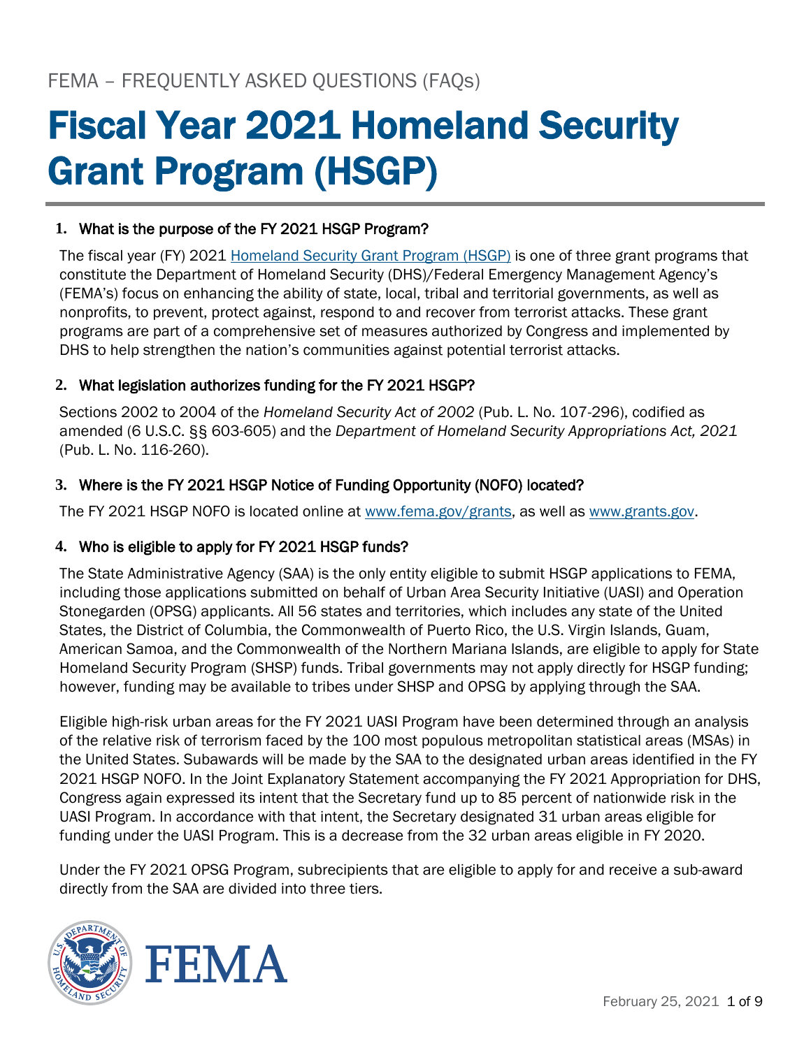FEMA – FREQUENTLY ASKED QUESTIONS (FAQs)

# Fiscal Year 2021 Homeland Security Grant Program (HSGP)

### 1. What is the purpose of the FY 2021 HSGP Program?

The fiscal year (FY) 2021 [Homeland Security Grant Program (HSGP)](https://www.fema.gov/grants) is one of three grant programs that constitute the Department of Homeland Security (DHS)/Federal Emergency Management Agency's (FEMA's) focus on enhancing the ability of state, local, tribal and territorial governments, as well as nonprofits, to prevent, protect against, respond to and recover from terrorist attacks. These grant programs are part of a comprehensive set of measures authorized by Congress and implemented by DHS to help strengthen the nation's communities against potential terrorist attacks.

### 2. What legislation authorizes funding for the FY 2021 HSGP?

Sections 2002 to 2004 of the *Homeland Security Act of 2002* (Pub. L. No. 107-296), codified as amended (6 U.S.C. §§ 603-605) and the *Department of Homeland Security Appropriations Act, 2021* (Pub. L. No. 116-260).

### 3. Where is the FY 2021 HSGP Notice of Funding Opportunity (NOFO) located?

The FY 2021 HSGP NOFO is located online at [www.fema.gov/grants](https://www.fema.gov/grants), as well as [www.grants.gov](https://www.grants.gov).

### 4. Who is eligible to apply for FY 2021 HSGP funds?

The State Administrative Agency (SAA) is the only entity eligible to submit HSGP applications to FEMA, including those applications submitted on behalf of Urban Area Security Initiative (UASI) and Operation Stonegarden (OPSG) applicants. All 56 states and territories, which includes any state of the United States, the District of Columbia, the Commonwealth of Puerto Rico, the U.S. Virgin Islands, Guam, American Samoa, and the Commonwealth of the Northern Mariana Islands, are eligible to apply for State Homeland Security Program (SHSP) funds. Tribal governments may not apply directly for HSGP funding; however, funding may be available to tribes under SHSP and OPSG by applying through the SAA.

Eligible high-risk urban areas for the FY 2021 UASI Program have been determined through an analysis of the relative risk of terrorism faced by the 100 most populous metropolitan statistical areas (MSAs) in the United States. Subawards will be made by the SAA to the designated urban areas identified in the FY 2021 HSGP NOFO. In the Joint Explanatory Statement accompanying the FY 2021 Appropriation for DHS, Congress again expressed its intent that the Secretary fund up to 85 percent of nationwide risk in the UASI Program. In accordance with that intent, the Secretary designated 31 urban areas eligible for funding under the UASI Program. This is a decrease from the 32 urban areas eligible in FY 2020.

Under the FY 2021 OPSG Program, subrecipients that are eligible to apply for and receive a sub-award directly from the SAA are divided into three tiers.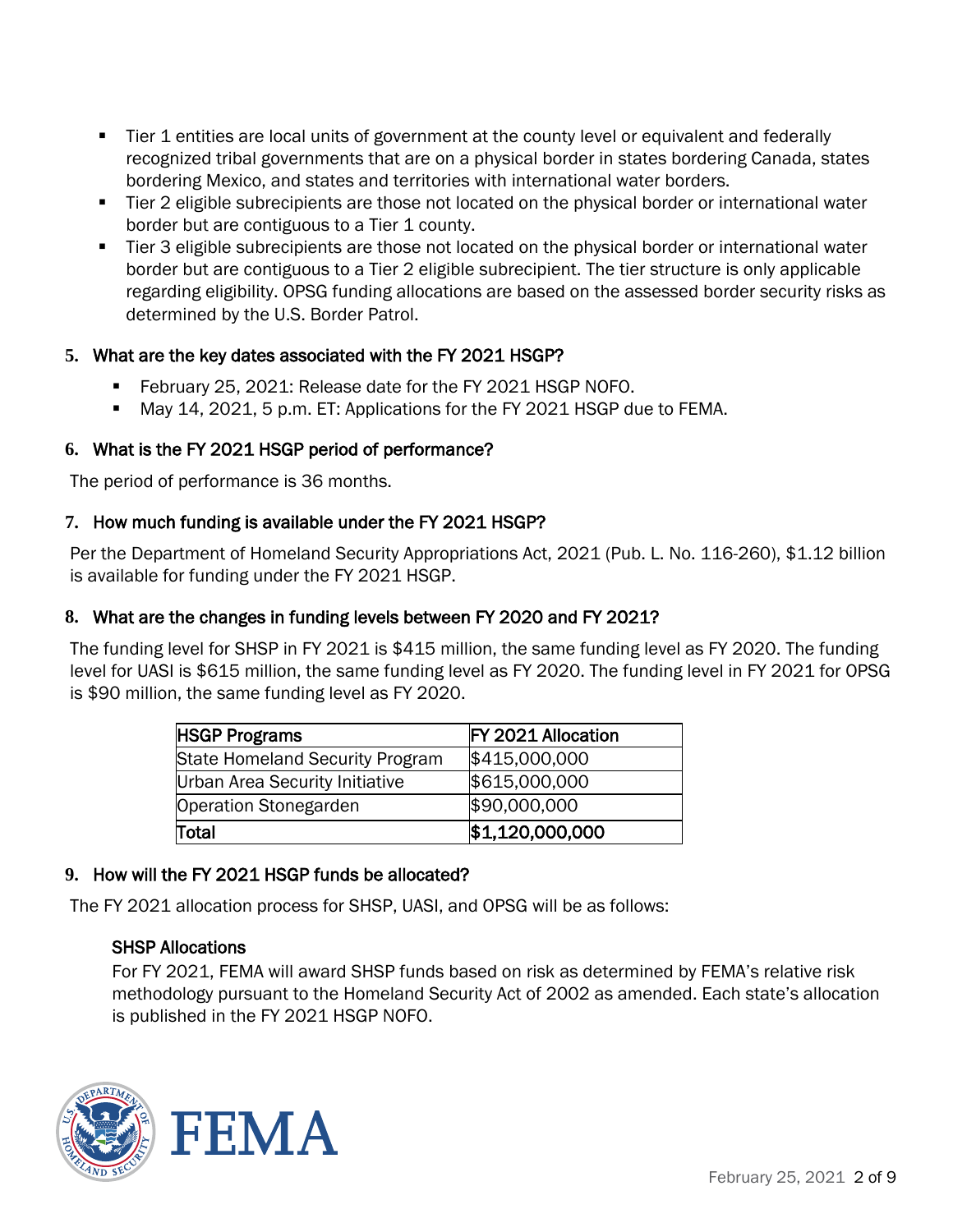- Tier 1 entities are local units of government at the county level or equivalent and federally recognized tribal governments that are on a physical border in states bordering Canada, states bordering Mexico, and states and territories with international water borders.
- Tier 2 eligible subrecipients are those not located on the physical border or international water border but are contiguous to a Tier 1 county.
- Tier 3 eligible subrecipients are those not located on the physical border or international water border but are contiguous to a Tier 2 eligible subrecipient. The tier structure is only applicable regarding eligibility. OPSG funding allocations are based on the assessed border security risks as determined by the U.S. Border Patrol.

### 5. What are the key dates associated with the FY 2021 HSGP?

- February 25, 2021: Release date for the FY 2021 HSGP NOFO.
- May 14, 2021, 5 p.m. ET: Applications for the FY 2021 HSGP due to FEMA.

### 6. What is the FY 2021 HSGP period of performance?

The period of performance is 36 months.

### 7. How much funding is available under the FY 2021 HSGP?

Per the Department of Homeland Security Appropriations Act, 2021 (Pub. L. No. 116-260), $1.12 billion is available for funding under the FY 2021 HSGP.

### 8. What are the changes in funding levels between FY 2020 and FY 2021?

The funding level for SHSP in FY 2021 is $415 million, the same funding level as FY 2020. The funding level for UASI is $615 million, the same funding level as FY 2020. The funding level in FY 2021 for OPSG is $90 million, the same funding level as FY 2020.

| HSGP Programs | FY 2021 Allocation |
|---|---|
| State Homeland Security Program | $415,000,000 |
| Urban Area Security Initiative | $615,000,000 |
| Operation Stonegarden | $90,000,000 |
| **Total** | **$1,120,000,000** |

### 9. How will the FY 2021 HSGP funds be allocated?

The FY 2021 allocation process for SHSP, UASI, and OPSG will be as follows:

#### SHSP Allocations

For FY 2021, FEMA will award SHSP funds based on risk as determined by FEMA's relative risk methodology pursuant to the Homeland Security Act of 2002 as amended. Each state's allocation is published in the FY 2021 HSGP NOFO.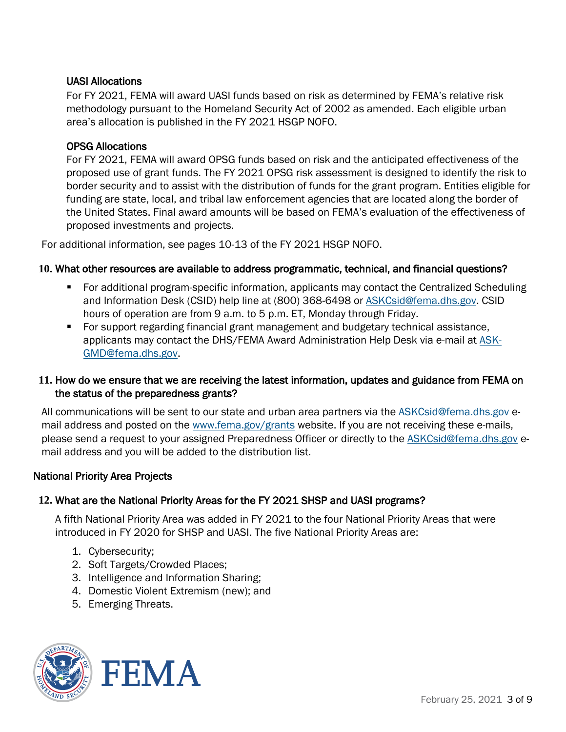### UASI Allocations

For FY 2021, FEMA will award UASI funds based on risk as determined by FEMA's relative risk methodology pursuant to the Homeland Security Act of 2002 as amended. Each eligible urban area's allocation is published in the FY 2021 HSGP NOFO.

### OPSG Allocations

For FY 2021, FEMA will award OPSG funds based on risk and the anticipated effectiveness of the proposed use of grant funds. The FY 2021 OPSG risk assessment is designed to identify the risk to border security and to assist with the distribution of funds for the grant program. Entities eligible for funding are state, local, and tribal law enforcement agencies that are located along the border of the United States. Final award amounts will be based on FEMA's evaluation of the effectiveness of proposed investments and projects.

For additional information, see pages 10-13 of the FY 2021 HSGP NOFO.

### 10. What other resources are available to address programmatic, technical, and financial questions?

- For additional program-specific information, applicants may contact the Centralized Scheduling and Information Desk (CSID) help line at (800) 368-6498 or ASKCsid@fema.dhs.gov. CSID hours of operation are from 9 a.m. to 5 p.m. ET, Monday through Friday.
- For support regarding financial grant management and budgetary technical assistance, applicants may contact the DHS/FEMA Award Administration Help Desk via e-mail at ASK-GMD@fema.dhs.gov.

### 11. How do we ensure that we are receiving the latest information, updates and guidance from FEMA on the status of the preparedness grants?

All communications will be sent to our state and urban area partners via the ASKCsid@fema.dhs.gov e-mail address and posted on the www.fema.gov/grants website. If you are not receiving these e-mails, please send a request to your assigned Preparedness Officer or directly to the ASKCsid@fema.dhs.gov e-mail address and you will be added to the distribution list.

## National Priority Area Projects

### 12. What are the National Priority Areas for the FY 2021 SHSP and UASI programs?

A fifth National Priority Area was added in FY 2021 to the four National Priority Areas that were introduced in FY 2020 for SHSP and UASI. The five National Priority Areas are:

1. Cybersecurity;
2. Soft Targets/Crowded Places;
3. Intelligence and Information Sharing;
4. Domestic Violent Extremism (new); and
5. Emerging Threats.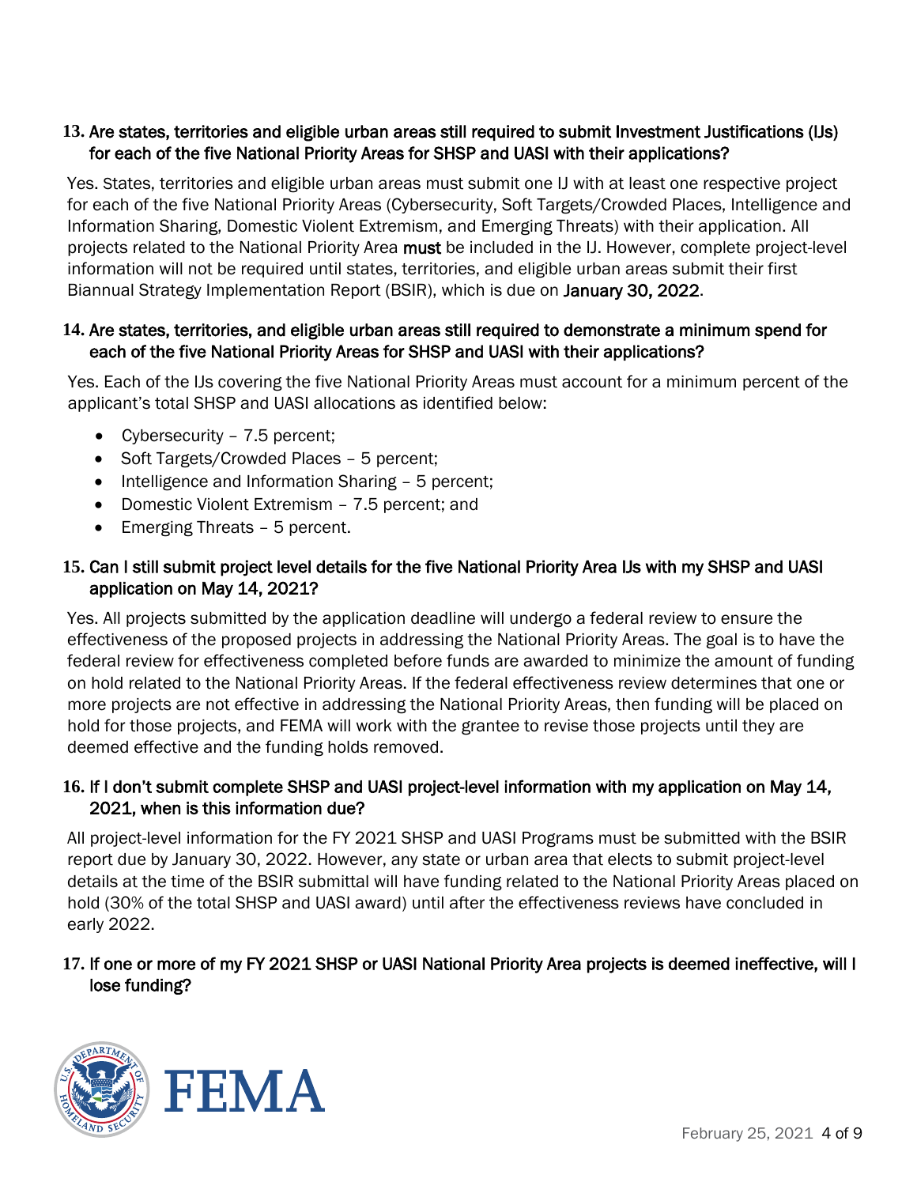**13. Are states, territories and eligible urban areas still required to submit Investment Justifications (IJs) for each of the five National Priority Areas for SHSP and UASI with their applications?**

Yes. States, territories and eligible urban areas must submit one IJ with at least one respective project for each of the five National Priority Areas (Cybersecurity, Soft Targets/Crowded Places, Intelligence and Information Sharing, Domestic Violent Extremism, and Emerging Threats) with their application. All projects related to the National Priority Area **must** be included in the IJ. However, complete project-level information will not be required until states, territories, and eligible urban areas submit their first Biannual Strategy Implementation Report (BSIR), which is due on **January 30, 2022**.

**14. Are states, territories, and eligible urban areas still required to demonstrate a minimum spend for each of the five National Priority Areas for SHSP and UASI with their applications?**

Yes. Each of the IJs covering the five National Priority Areas must account for a minimum percent of the applicant's total SHSP and UASI allocations as identified below:

- Cybersecurity – 7.5 percent;
- Soft Targets/Crowded Places – 5 percent;
- Intelligence and Information Sharing – 5 percent;
- Domestic Violent Extremism – 7.5 percent; and
- Emerging Threats – 5 percent.

**15. Can I still submit project level details for the five National Priority Area IJs with my SHSP and UASI application on May 14, 2021?**

Yes. All projects submitted by the application deadline will undergo a federal review to ensure the effectiveness of the proposed projects in addressing the National Priority Areas. The goal is to have the federal review for effectiveness completed before funds are awarded to minimize the amount of funding on hold related to the National Priority Areas. If the federal effectiveness review determines that one or more projects are not effective in addressing the National Priority Areas, then funding will be placed on hold for those projects, and FEMA will work with the grantee to revise those projects until they are deemed effective and the funding holds removed.

**16. If I don't submit complete SHSP and UASI project-level information with my application on May 14, 2021, when is this information due?**

All project-level information for the FY 2021 SHSP and UASI Programs must be submitted with the BSIR report due by January 30, 2022. However, any state or urban area that elects to submit project-level details at the time of the BSIR submittal will have funding related to the National Priority Areas placed on hold (30% of the total SHSP and UASI award) until after the effectiveness reviews have concluded in early 2022.

**17. If one or more of my FY 2021 SHSP or UASI National Priority Area projects is deemed ineffective, will I lose funding?**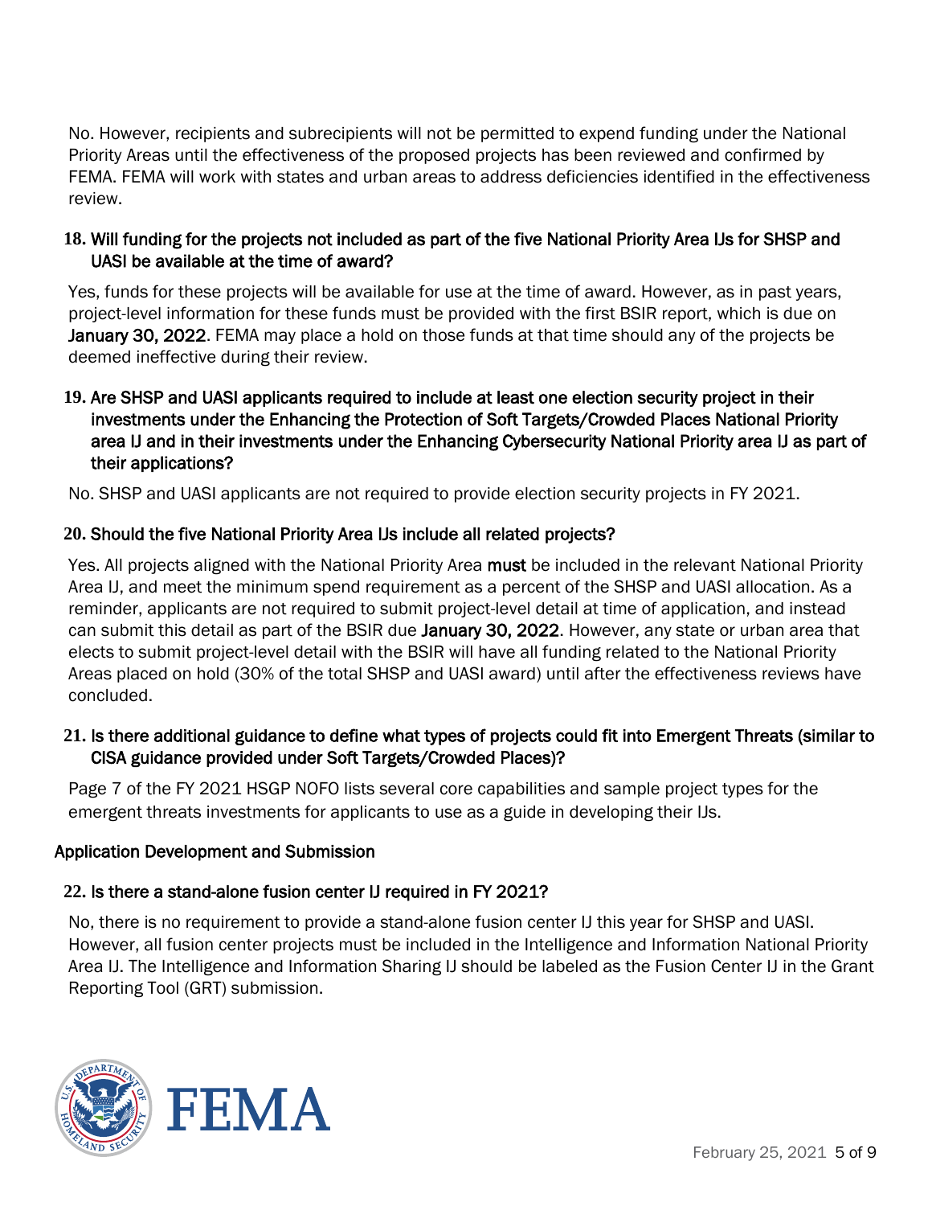No. However, recipients and subrecipients will not be permitted to expend funding under the National Priority Areas until the effectiveness of the proposed projects has been reviewed and confirmed by FEMA. FEMA will work with states and urban areas to address deficiencies identified in the effectiveness review.

**18. Will funding for the projects not included as part of the five National Priority Area IJs for SHSP and UASI be available at the time of award?**

Yes, funds for these projects will be available for use at the time of award. However, as in past years, project-level information for these funds must be provided with the first BSIR report, which is due on **January 30, 2022**. FEMA may place a hold on those funds at that time should any of the projects be deemed ineffective during their review.

**19. Are SHSP and UASI applicants required to include at least one election security project in their investments under the Enhancing the Protection of Soft Targets/Crowded Places National Priority area IJ and in their investments under the Enhancing Cybersecurity National Priority area IJ as part of their applications?**

No. SHSP and UASI applicants are not required to provide election security projects in FY 2021.

**20. Should the five National Priority Area IJs include all related projects?**

Yes. All projects aligned with the National Priority Area **must** be included in the relevant National Priority Area IJ, and meet the minimum spend requirement as a percent of the SHSP and UASI allocation. As a reminder, applicants are not required to submit project-level detail at time of application, and instead can submit this detail as part of the BSIR due **January 30, 2022**. However, any state or urban area that elects to submit project-level detail with the BSIR will have all funding related to the National Priority Areas placed on hold (30% of the total SHSP and UASI award) until after the effectiveness reviews have concluded.

**21. Is there additional guidance to define what types of projects could fit into Emergent Threats (similar to CISA guidance provided under Soft Targets/Crowded Places)?**

Page 7 of the FY 2021 HSGP NOFO lists several core capabilities and sample project types for the emergent threats investments for applicants to use as a guide in developing their IJs.

## Application Development and Submission

**22. Is there a stand-alone fusion center IJ required in FY 2021?**

No, there is no requirement to provide a stand-alone fusion center IJ this year for SHSP and UASI. However, all fusion center projects must be included in the Intelligence and Information National Priority Area IJ. The Intelligence and Information Sharing IJ should be labeled as the Fusion Center IJ in the Grant Reporting Tool (GRT) submission.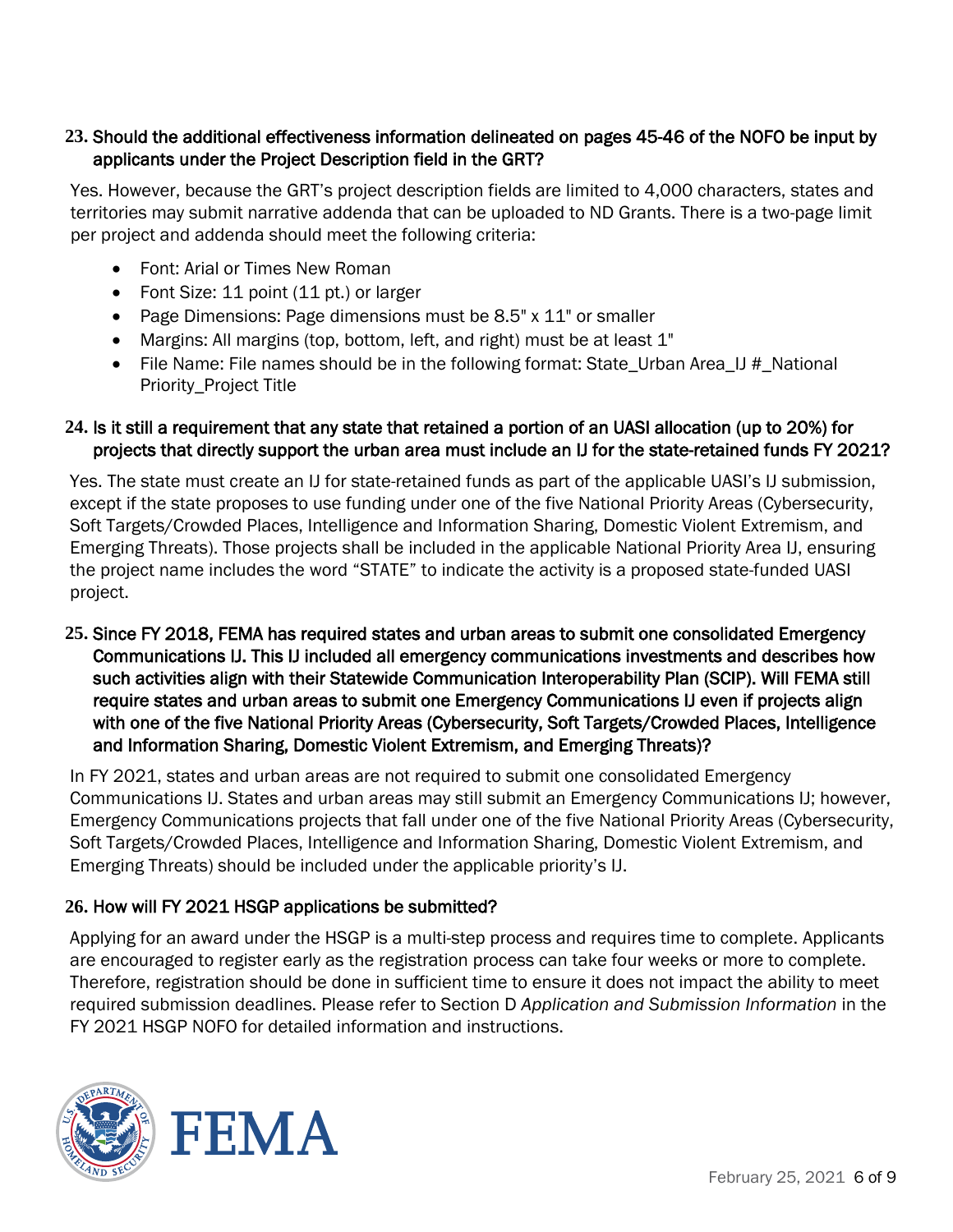**23. Should the additional effectiveness information delineated on pages 45-46 of the NOFO be input by applicants under the Project Description field in the GRT?**

Yes. However, because the GRT's project description fields are limited to 4,000 characters, states and territories may submit narrative addenda that can be uploaded to ND Grants. There is a two-page limit per project and addenda should meet the following criteria:

- Font: Arial or Times New Roman
- Font Size: 11 point (11 pt.) or larger
- Page Dimensions: Page dimensions must be 8.5" x 11" or smaller
- Margins: All margins (top, bottom, left, and right) must be at least 1"
- File Name: File names should be in the following format: State_Urban Area_IJ #_National Priority_Project Title

**24. Is it still a requirement that any state that retained a portion of an UASI allocation (up to 20%) for projects that directly support the urban area must include an IJ for the state-retained funds FY 2021?**

Yes. The state must create an IJ for state-retained funds as part of the applicable UASI's IJ submission, except if the state proposes to use funding under one of the five National Priority Areas (Cybersecurity, Soft Targets/Crowded Places, Intelligence and Information Sharing, Domestic Violent Extremism, and Emerging Threats). Those projects shall be included in the applicable National Priority Area IJ, ensuring the project name includes the word "STATE" to indicate the activity is a proposed state-funded UASI project.

**25. Since FY 2018, FEMA has required states and urban areas to submit one consolidated Emergency Communications IJ. This IJ included all emergency communications investments and describes how such activities align with their Statewide Communication Interoperability Plan (SCIP). Will FEMA still require states and urban areas to submit one Emergency Communications IJ even if projects align with one of the five National Priority Areas (Cybersecurity, Soft Targets/Crowded Places, Intelligence and Information Sharing, Domestic Violent Extremism, and Emerging Threats)?**

In FY 2021, states and urban areas are not required to submit one consolidated Emergency Communications IJ. States and urban areas may still submit an Emergency Communications IJ; however, Emergency Communications projects that fall under one of the five National Priority Areas (Cybersecurity, Soft Targets/Crowded Places, Intelligence and Information Sharing, Domestic Violent Extremism, and Emerging Threats) should be included under the applicable priority's IJ.

**26. How will FY 2021 HSGP applications be submitted?**

Applying for an award under the HSGP is a multi-step process and requires time to complete. Applicants are encouraged to register early as the registration process can take four weeks or more to complete. Therefore, registration should be done in sufficient time to ensure it does not impact the ability to meet required submission deadlines. Please refer to Section D *Application and Submission Information* in the FY 2021 HSGP NOFO for detailed information and instructions.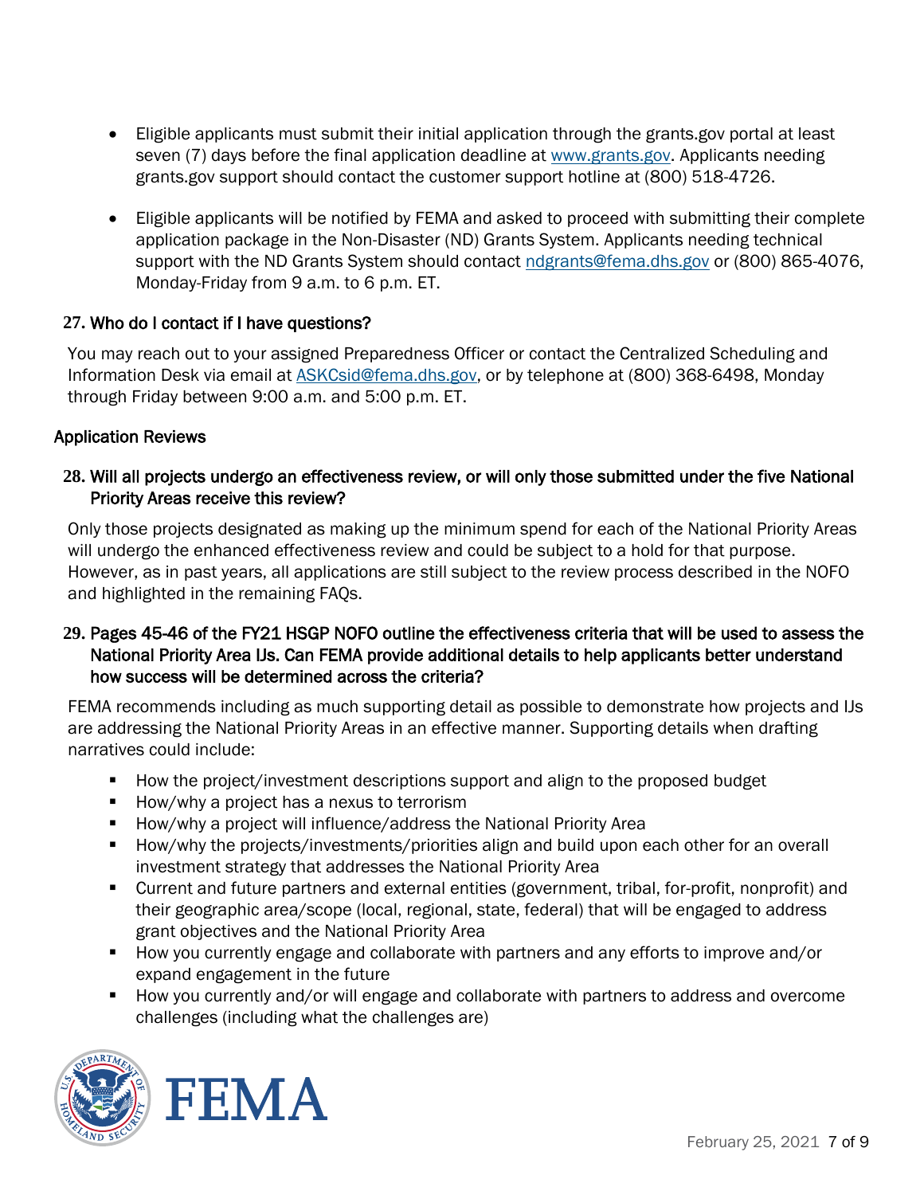- Eligible applicants must submit their initial application through the grants.gov portal at least seven (7) days before the final application deadline at [www.grants.gov](http://www.grants.gov). Applicants needing grants.gov support should contact the customer support hotline at (800) 518-4726.

- Eligible applicants will be notified by FEMA and asked to proceed with submitting their complete application package in the Non-Disaster (ND) Grants System. Applicants needing technical support with the ND Grants System should contact [ndgrants@fema.dhs.gov](mailto:ndgrants@fema.dhs.gov) or (800) 865-4076, Monday-Friday from 9 a.m. to 6 p.m. ET.

### 27. Who do I contact if I have questions?

You may reach out to your assigned Preparedness Officer or contact the Centralized Scheduling and Information Desk via email at [ASKCsid@fema.dhs.gov](mailto:ASKCsid@fema.dhs.gov), or by telephone at (800) 368-6498, Monday through Friday between 9:00 a.m. and 5:00 p.m. ET.

## Application Reviews

### 28. Will all projects undergo an effectiveness review, or will only those submitted under the five National Priority Areas receive this review?

Only those projects designated as making up the minimum spend for each of the National Priority Areas will undergo the enhanced effectiveness review and could be subject to a hold for that purpose. However, as in past years, all applications are still subject to the review process described in the NOFO and highlighted in the remaining FAQs.

### 29. Pages 45-46 of the FY21 HSGP NOFO outline the effectiveness criteria that will be used to assess the National Priority Area IJs. Can FEMA provide additional details to help applicants better understand how success will be determined across the criteria?

FEMA recommends including as much supporting detail as possible to demonstrate how projects and IJs are addressing the National Priority Areas in an effective manner. Supporting details when drafting narratives could include:

- How the project/investment descriptions support and align to the proposed budget
- How/why a project has a nexus to terrorism
- How/why a project will influence/address the National Priority Area
- How/why the projects/investments/priorities align and build upon each other for an overall investment strategy that addresses the National Priority Area
- Current and future partners and external entities (government, tribal, for-profit, nonprofit) and their geographic area/scope (local, regional, state, federal) that will be engaged to address grant objectives and the National Priority Area
- How you currently engage and collaborate with partners and any efforts to improve and/or expand engagement in the future
- How you currently and/or will engage and collaborate with partners to address and overcome challenges (including what the challenges are)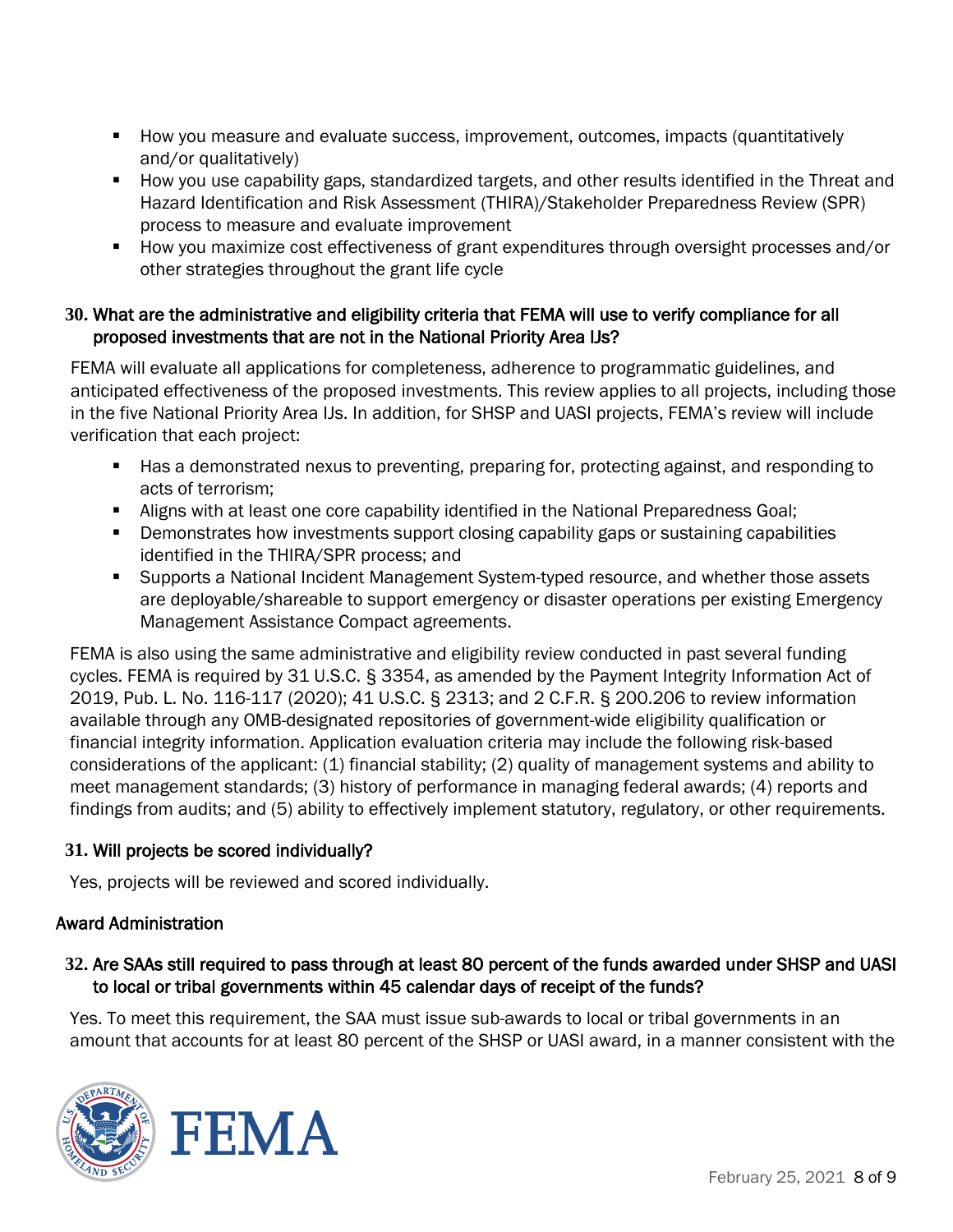- How you measure and evaluate success, improvement, outcomes, impacts (quantitatively and/or qualitatively)
- How you use capability gaps, standardized targets, and other results identified in the Threat and Hazard Identification and Risk Assessment (THIRA)/Stakeholder Preparedness Review (SPR) process to measure and evaluate improvement
- How you maximize cost effectiveness of grant expenditures through oversight processes and/or other strategies throughout the grant life cycle

### 30. What are the administrative and eligibility criteria that FEMA will use to verify compliance for all proposed investments that are not in the National Priority Area IJs?

FEMA will evaluate all applications for completeness, adherence to programmatic guidelines, and anticipated effectiveness of the proposed investments. This review applies to all projects, including those in the five National Priority Area IJs. In addition, for SHSP and UASI projects, FEMA's review will include verification that each project:

- Has a demonstrated nexus to preventing, preparing for, protecting against, and responding to acts of terrorism;
- Aligns with at least one core capability identified in the National Preparedness Goal;
- Demonstrates how investments support closing capability gaps or sustaining capabilities identified in the THIRA/SPR process; and
- Supports a National Incident Management System-typed resource, and whether those assets are deployable/shareable to support emergency or disaster operations per existing Emergency Management Assistance Compact agreements.

FEMA is also using the same administrative and eligibility review conducted in past several funding cycles. FEMA is required by 31 U.S.C. § 3354, as amended by the Payment Integrity Information Act of 2019, Pub. L. No. 116-117 (2020); 41 U.S.C. § 2313; and 2 C.F.R. § 200.206 to review information available through any OMB-designated repositories of government-wide eligibility qualification or financial integrity information. Application evaluation criteria may include the following risk-based considerations of the applicant: (1) financial stability; (2) quality of management systems and ability to meet management standards; (3) history of performance in managing federal awards; (4) reports and findings from audits; and (5) ability to effectively implement statutory, regulatory, or other requirements.

### 31. Will projects be scored individually?

Yes, projects will be reviewed and scored individually.

## Award Administration

### 32. Are SAAs still required to pass through at least 80 percent of the funds awarded under SHSP and UASI to local or tribal governments within 45 calendar days of receipt of the funds?

Yes. To meet this requirement, the SAA must issue sub-awards to local or tribal governments in an amount that accounts for at least 80 percent of the SHSP or UASI award, in a manner consistent with the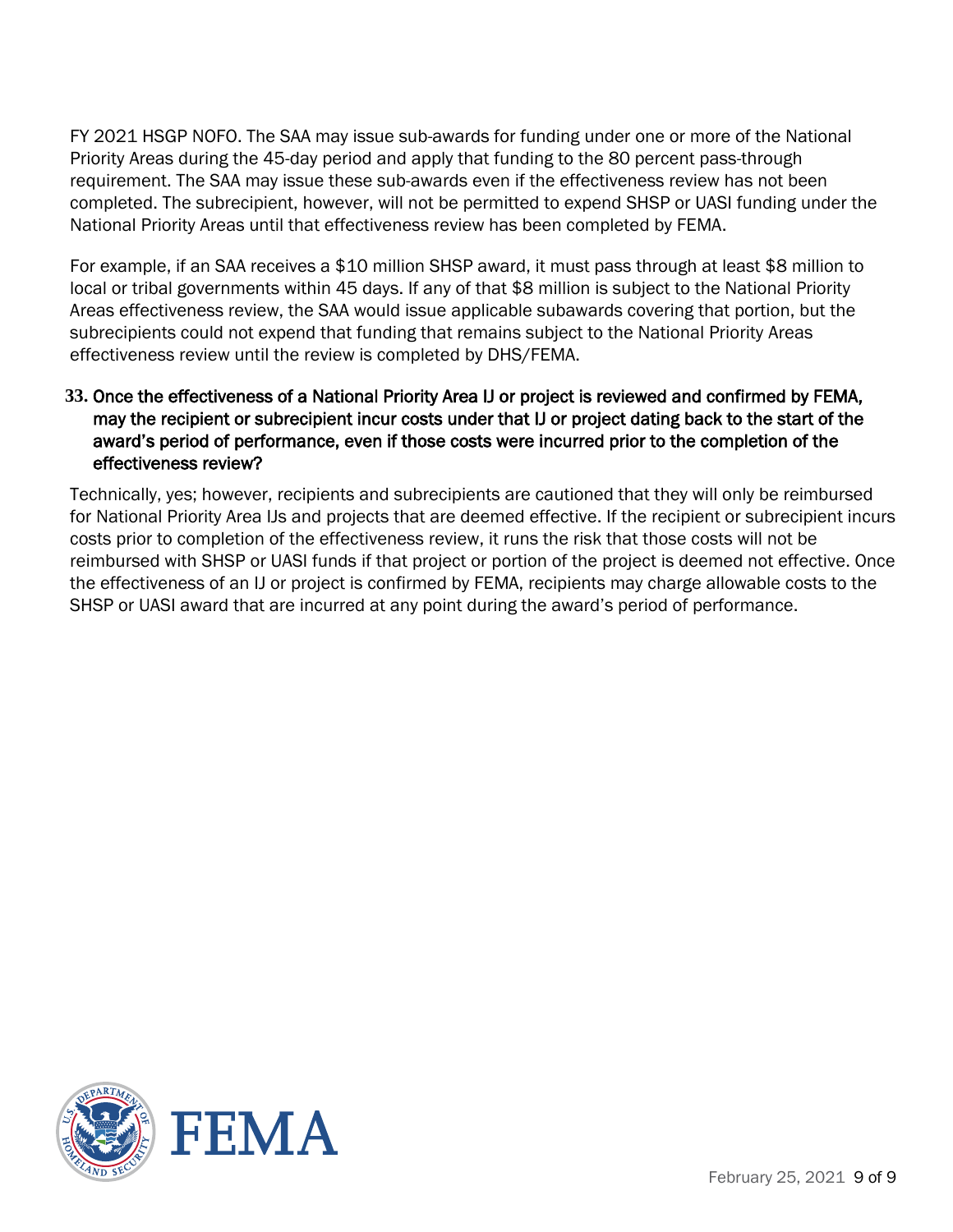FY 2021 HSGP NOFO. The SAA may issue sub-awards for funding under one or more of the National Priority Areas during the 45-day period and apply that funding to the 80 percent pass-through requirement. The SAA may issue these sub-awards even if the effectiveness review has not been completed. The subrecipient, however, will not be permitted to expend SHSP or UASI funding under the National Priority Areas until that effectiveness review has been completed by FEMA.

For example, if an SAA receives a $10 million SHSP award, it must pass through at least $8 million to local or tribal governments within 45 days. If any of that $8 million is subject to the National Priority Areas effectiveness review, the SAA would issue applicable subawards covering that portion, but the subrecipients could not expend that funding that remains subject to the National Priority Areas effectiveness review until the review is completed by DHS/FEMA.

**33. Once the effectiveness of a National Priority Area IJ or project is reviewed and confirmed by FEMA, may the recipient or subrecipient incur costs under that IJ or project dating back to the start of the award's period of performance, even if those costs were incurred prior to the completion of the effectiveness review?**

Technically, yes; however, recipients and subrecipients are cautioned that they will only be reimbursed for National Priority Area IJs and projects that are deemed effective. If the recipient or subrecipient incurs costs prior to completion of the effectiveness review, it runs the risk that those costs will not be reimbursed with SHSP or UASI funds if that project or portion of the project is deemed not effective. Once the effectiveness of an IJ or project is confirmed by FEMA, recipients may charge allowable costs to the SHSP or UASI award that are incurred at any point during the award's period of performance.